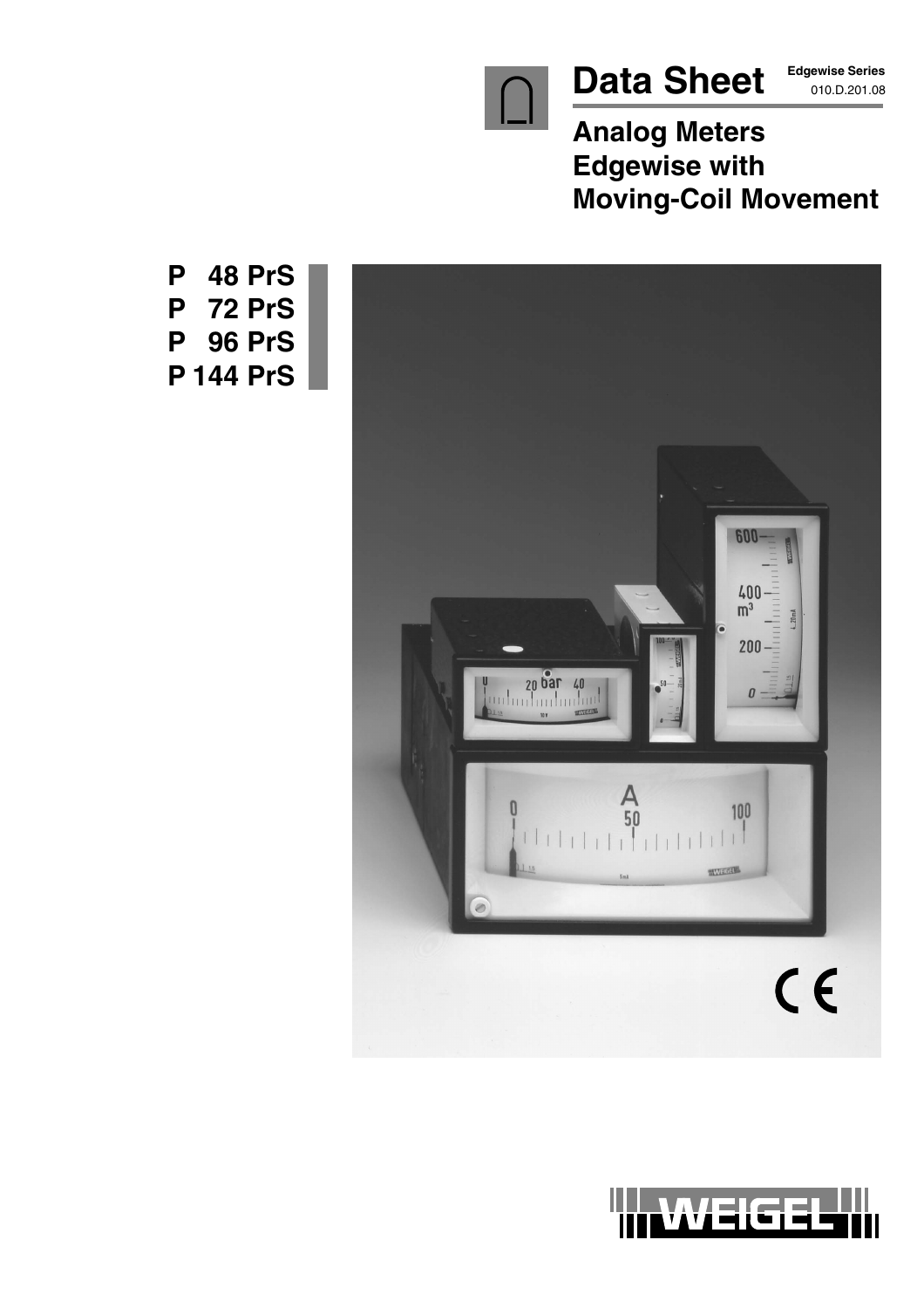# Data Sheet

**Edgewise Series**
010.D.201.08

## Analog Meters Edgewise with Moving-Coil Movement

**P 48 PrS**
**P 72 PrS**
**P 96 PrS**
**P 144 PrS**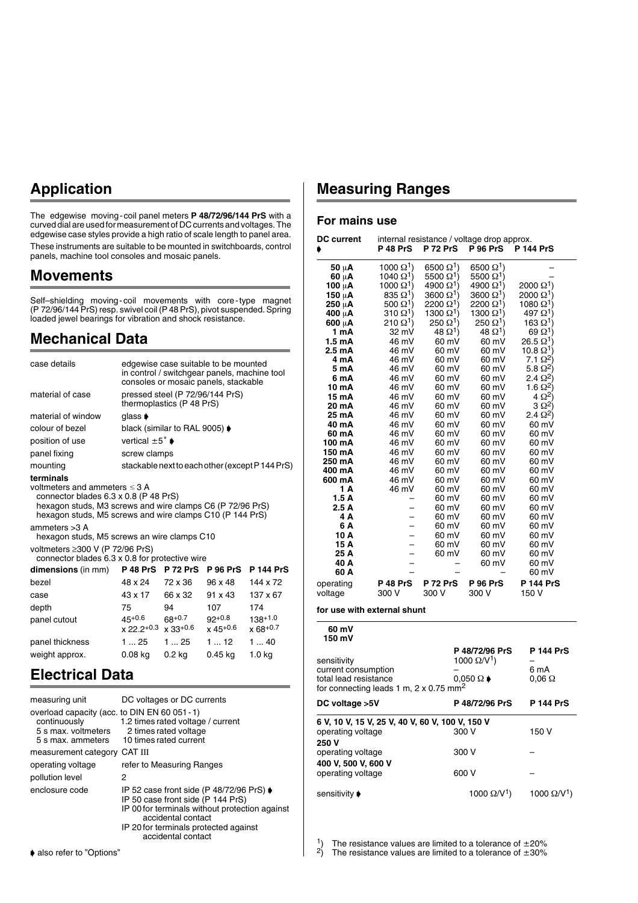## Application

The edgewise moving-coil panel meters **P 48/72/96/144 PrS** with a curved dial are used for measurement of DC currents and voltages. The edgewise case styles provide a high ratio of scale length to panel area.

These instruments are suitable to be mounted in switchboards, control panels, machine tool consoles and mosaic panels.

## Movements

Self–shielding moving-coil movements with core-type magnet (P 72/96/144 PrS) resp. swivel coil (P 48 PrS), pivot suspended. Spring loaded jewel bearings for vibration and shock resistance.

## Mechanical Data

| | |
|---|---|
| case details | edgewise case suitable to be mounted in control / switchgear panels, machine tool consoles or mosaic panels, stackable |
| material of case | pressed steel (P 72/96/144 PrS) thermoplastics (P 48 PrS) |
| material of window | glass ➧ |
| colour of bezel | black (similar to RAL 9005) ➧ |
| position of use | vertical ±5˚ ➧ |
| panel fixing | screw clamps |
| mounting | stackable next to each other (except P 144 PrS) |

**terminals**

voltmeters and ammeters ≤ 3 A
connector blades 6.3 x 0.8 (P 48 PrS)
hexagon studs, M3 screws and wire clamps C6 (P 72/96 PrS)
hexagon studs, M5 screws and wire clamps C10 (P 144 PrS)

ammeters >3 A
hexagon studs, M5 screws an wire clamps C10

voltmeters ≥300 V (P 72/96 PrS)
connector blades 6.3 x 0.8 for protective wire

| **dimensions** (in mm) | **P 48 PrS** | **P 72 PrS** | **P 96 PrS** | **P 144 PrS** |
|---|---|---|---|---|
| bezel | 48 x 24 | 72 x 36 | 96 x 48 | 144 x 72 |
| case | 43 x 17 | 66 x 32 | 91 x 43 | 137 x 67 |
| depth | 75 | 94 | 107 | 174 |
| panel cutout | $45^{+0.6}$ x $22.2^{+0.3}$ | $68^{+0.7}$ x $33^{+0.6}$ | $92^{+0.8}$ x $45^{+0.6}$ | $138^{+1.0}$ x $68^{+0.7}$ |
| panel thickness | 1 ... 25 | 1 ... 25 | 1 ... 12 | 1 ... 40 |
| weight approx. | 0.08 kg | 0.2 kg | 0.45 kg | 1.0 kg |

## Electrical Data

| | |
|---|---|
| measuring unit | DC voltages or DC currents |
| overload capacity (acc. to DIN EN 60 051-1) | |
| continuously | 1.2 times rated voltage / current |
| 5 s max. voltmeters | 2 times rated voltage |
| 5 s max. ammeters | 10 times rated current |
| measurement category | CAT III |
| operating voltage | refer to Measuring Ranges |
| pollution level | 2 |
| enclosure code | IP 52 case front side (P 48/72/96 PrS) ➧<br>IP 50 case front side (P 144 PrS)<br>IP 00 for terminals without protection against accidental contact<br>IP 20 for terminals protected against accidental contact |

➧ also refer to "Options"

## Measuring Ranges

### For mains use

| **DC current** ➧ | internal resistance / voltage drop approx. **P 48 PrS** | **P 72 PrS** | **P 96 PrS** | **P 144 PrS** |
|---|---|---|---|---|
| **50 μA** | 1000 Ω[1] | 6500 Ω[1] | 6500 Ω[1] | – |
| **60 μA** | 1040 Ω[1] | 5500 Ω[1] | 5500 Ω[1] | – |
| **100 μA** | 1000 Ω[1] | 4900 Ω[1] | 4900 Ω[1] | 2000 Ω[1] |
| **150 μA** | 835 Ω[1] | 3600 Ω[1] | 3600 Ω[1] | 2000 Ω[1] |
| **250 μA** | 500 Ω[1] | 2200 Ω[1] | 2200 Ω[1] | 1080 Ω[1] |
| **400 μA** | 310 Ω[1] | 1300 Ω[1] | 1300 Ω[1] | 497 Ω[1] |
| **600 μA** | 210 Ω[1] | 250 Ω[1] | 250 Ω[1] | 163 Ω[1] |
| **1 mA** | 32 mV | 48 Ω[1] | 48 Ω[1] | 69 Ω[1] |
| **1.5 mA** | 46 mV | 60 mV | 60 mV | 26.5 Ω[1] |
| **2.5 mA** | 46 mV | 60 mV | 60 mV | 10.8 Ω[1] |
| **4 mA** | 46 mV | 60 mV | 60 mV | 7.1 Ω[2] |
| **5 mA** | 46 mV | 60 mV | 60 mV | 5.8 Ω[2] |
| **6 mA** | 46 mV | 60 mV | 60 mV | 2.4 Ω[2] |
| **10 mA** | 46 mV | 60 mV | 60 mV | 1.6 Ω[2] |
| **15 mA** | 46 mV | 60 mV | 60 mV | 4 Ω[2] |
| **20 mA** | 46 mV | 60 mV | 60 mV | 3 Ω[2] |
| **25 mA** | 46 mV | 60 mV | 60 mV | 2.4 Ω[2] |
| **40 mA** | 46 mV | 60 mV | 60 mV | 60 mV |
| **60 mA** | 46 mV | 60 mV | 60 mV | 60 mV |
| **100 mA** | 46 mV | 60 mV | 60 mV | 60 mV |
| **150 mA** | 46 mV | 60 mV | 60 mV | 60 mV |
| **250 mA** | 46 mV | 60 mV | 60 mV | 60 mV |
| **400 mA** | 46 mV | 60 mV | 60 mV | 60 mV |
| **600 mA** | 46 mV | 60 mV | 60 mV | 60 mV |
| **1 A** | 46 mV | 60 mV | 60 mV | 60 mV |
| **1.5 A** | – | 60 mV | 60 mV | 60 mV |
| **2.5 A** | – | 60 mV | 60 mV | 60 mV |
| **4 A** | – | 60 mV | 60 mV | 60 mV |
| **6 A** | – | 60 mV | 60 mV | 60 mV |
| **10 A** | – | 60 mV | 60 mV | 60 mV |
| **15 A** | – | 60 mV | 60 mV | 60 mV |
| **25 A** | – | 60 mV | 60 mV | 60 mV |
| **40 A** | – | – | 60 mV | 60 mV |
| **60 A** | – | – | – | 60 mV |
| operating voltage | **P 48 PrS** 300 V | **P 72 PrS** 300 V | **P 96 PrS** 300 V | **P 144 PrS** 150 V |

**for use with external shunt**

| **60 mV**<br>**150 mV** | **P 48/72/96 PrS** | **P 144 PrS** |
|---|---|---|
| sensitivity | 1000 Ω/V[1] | – |
| current consumption | – | 6 mA |
| total lead resistance | 0,050 Ω ➧ | 0,06 Ω |
| for connecting leads 1 m, 2 x 0.75 mm² | | |

| **DC voltage >5V** | **P 48/72/96 PrS** | **P 144 PrS** |
|---|---|---|
| **6 V, 10 V, 15 V, 25 V, 40 V, 60 V, 100 V, 150 V** | | |
| operating voltage | 300 V | 150 V |
| **250 V** | | |
| operating voltage | 300 V | – |
| **400 V, 500 V, 600 V** | | |
| operating voltage | 600 V | – |
| sensitivity ➧ | 1000 Ω/V[1] | 1000 Ω/V[1] |

[1] The resistance values are limited to a tolerance of ±20%
[2] The resistance values are limited to a tolerance of ±30%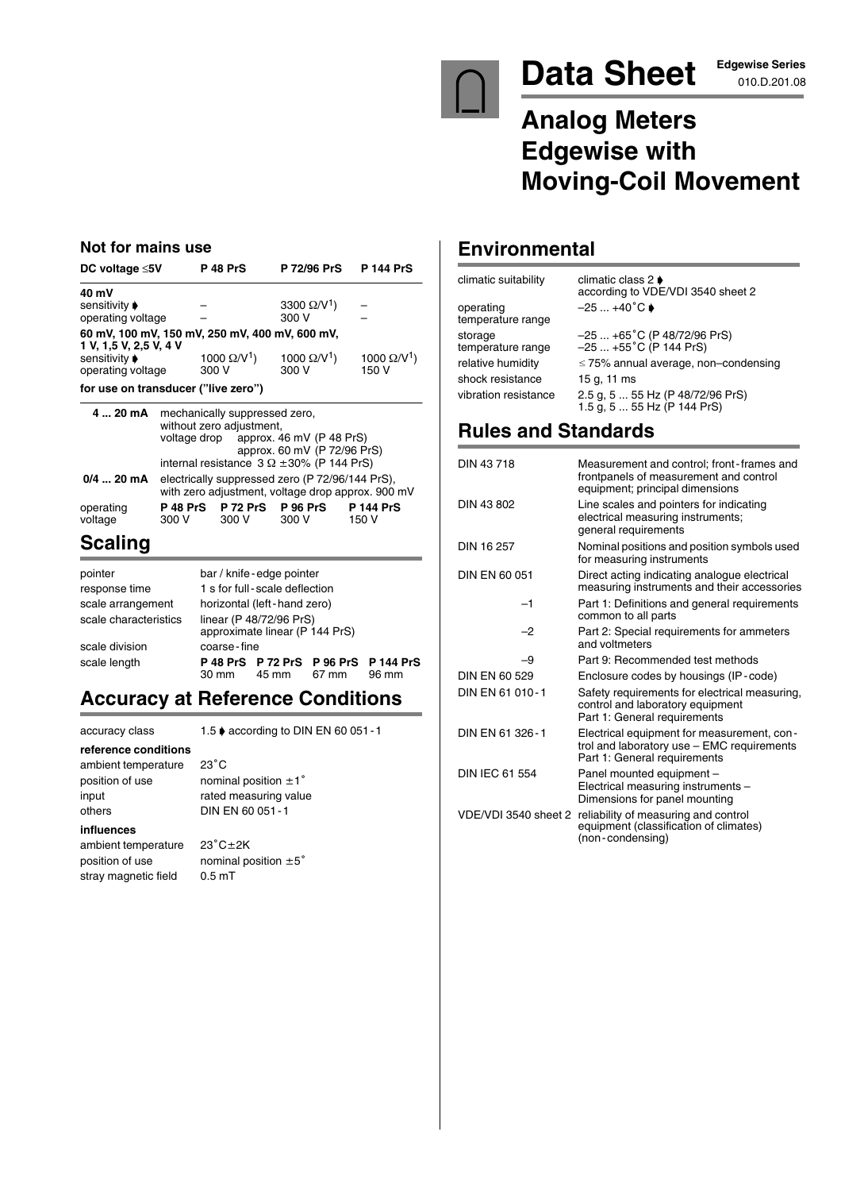# Data Sheet

**Edgewise Series**
010.D.201.08

# Analog Meters Edgewise with Moving-Coil Movement

## Not for mains use

| DC voltage ≤5V | P 48 PrS | P 72/96 PrS | P 144 PrS |
|---|---|---|---|
| **40 mV** | | | |
| sensitivity ➧ | – | 3300 Ω/V[1]) | – |
| operating voltage | – | 300 V | – |
| **60 mV, 100 mV, 150 mV, 250 mV, 400 mV, 600 mV, 1 V, 1,5 V, 2,5 V, 4 V** | | | |
| sensitivity ➧ | 1000 Ω/V[1]) | 1000 Ω/V[1]) | 1000 Ω/V[1]) |
| operating voltage | 300 V | 300 V | 150 V |

**for use on transducer ("live zero")**

**4 ... 20 mA** mechanically suppressed zero, without zero adjustment, voltage drop approx. 46 mV (P 48 PrS) approx. 60 mV (P 72/96 PrS) internal resistance 3 Ω ±30% (P 144 PrS)

**0/4 ... 20 mA** electrically suppressed zero (P 72/96/144 PrS), with zero adjustment, voltage drop approx. 900 mV

| | P 48 PrS | P 72 PrS | P 96 PrS | P 144 PrS |
|---|---|---|---|---|
| operating voltage | 300 V | 300 V | 300 V | 150 V |

## Scaling

| | |
|---|---|
| pointer | bar / knife-edge pointer |
| response time | 1 s for full-scale deflection |
| scale arrangement | horizontal (left-hand zero) |
| scale characteristics | linear (P 48/72/96 PrS) approximate linear (P 144 PrS) |
| scale division | coarse-fine |

| | P 48 PrS | P 72 PrS | P 96 PrS | P 144 PrS |
|---|---|---|---|---|
| scale length | 30 mm | 45 mm | 67 mm | 96 mm |

## Accuracy at Reference Conditions

accuracy class 1.5 ➧ according to DIN EN 60 051-1

**reference conditions**

| | |
|---|---|
| ambient temperature | 23°C |
| position of use | nominal position ±1° |
| input | rated measuring value |
| others | DIN EN 60 051-1 |

**influences**

| | |
|---|---|
| ambient temperature | 23°C±2K |
| position of use | nominal position ±5° |
| stray magnetic field | 0.5 mT |

## Environmental

| | |
|---|---|
| climatic suitability | climatic class 2 ➧ according to VDE/VDI 3540 sheet 2 |
| operating temperature range | –25 ... +40°C ➧ |
| storage temperature range | –25 ... +65°C (P 48/72/96 PrS) –25 ... +55°C (P 144 PrS) |
| relative humidity | ≤ 75% annual average, non–condensing |
| shock resistance | 15 g, 11 ms |
| vibration resistance | 2.5 g, 5 ... 55 Hz (P 48/72/96 PrS) 1.5 g, 5 ... 55 Hz (P 144 PrS) |

## Rules and Standards

| | |
|---|---|
| DIN 43 718 | Measurement and control; front-frames and frontpanels of measurement and control equipment; principal dimensions |
| DIN 43 802 | Line scales and pointers for indicating electrical measuring instruments; general requirements |
| DIN 16 257 | Nominal positions and position symbols used for measuring instruments |
| DIN EN 60 051 | Direct acting indicating analogue electrical measuring instruments and their accessories |
| –1 | Part 1: Definitions and general requirements common to all parts |
| –2 | Part 2: Special requirements for ammeters and voltmeters |
| –9 | Part 9: Recommended test methods |
| DIN EN 60 529 | Enclosure codes by housings (IP-code) |
| DIN EN 61 010-1 | Safety requirements for electrical measuring, control and laboratory equipment Part 1: General requirements |
| DIN EN 61 326-1 | Electrical equipment for measurement, control and laboratory use – EMC requirements Part 1: General requirements |
| DIN IEC 61 554 | Panel mounted equipment – Electrical measuring instruments – Dimensions for panel mounting |
| VDE/VDI 3540 sheet 2 | reliability of measuring and control equipment (classification of climates) (non-condensing) |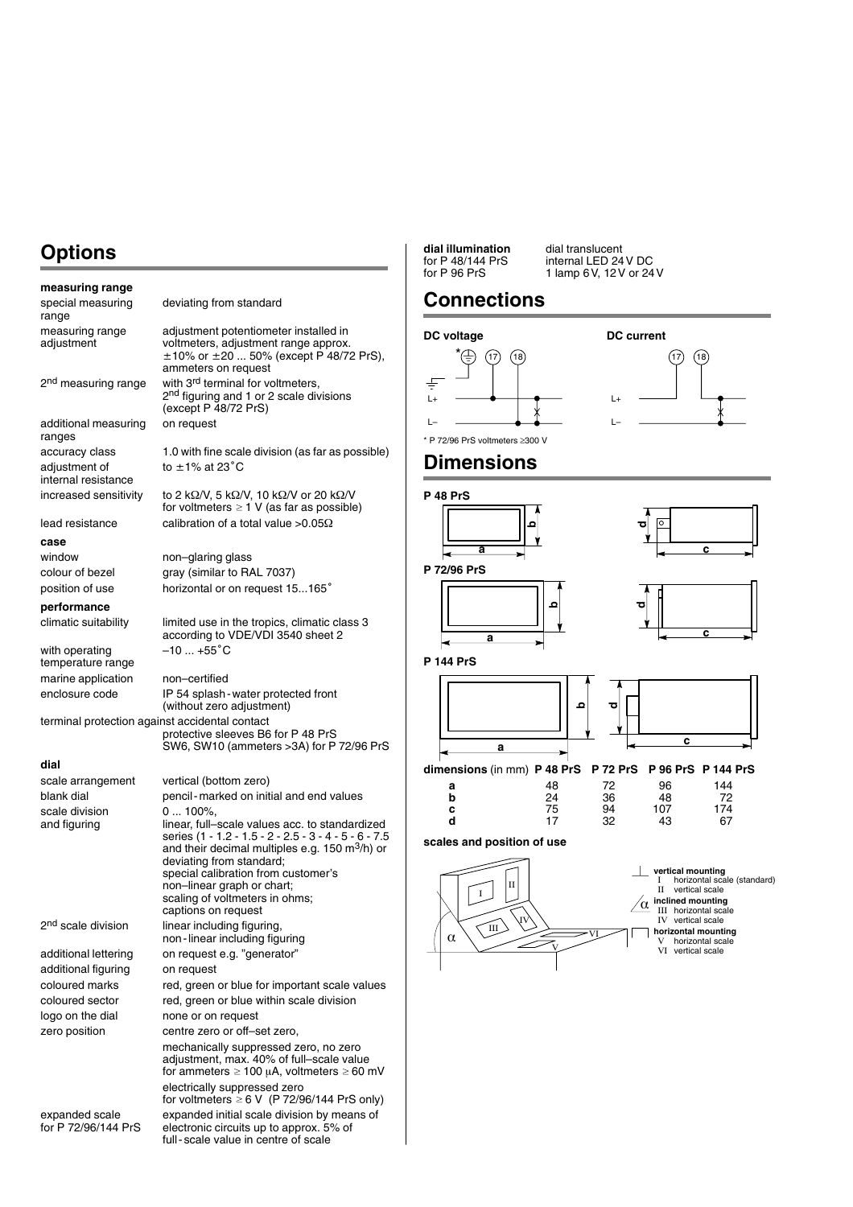## Options

**measuring range**

| | |
|---|---|
| special measuring range | deviating from standard |
| measuring range adjustment | adjustment potentiometer installed in voltmeters, adjustment range approx. ±10% or ±20 ... 50% (except P 48/72 PrS), ammeters on request |
| 2nd measuring range | with 3rd terminal for voltmeters, 2nd figuring and 1 or 2 scale divisions (except P 48/72 PrS) |
| additional measuring ranges | on request |
| accuracy class | 1.0 with fine scale division (as far as possible) |
| adjustment of internal resistance | to ±1% at 23˚C |
| increased sensitivity | to 2 kΩ/V, 5 kΩ/V, 10 kΩ/V or 20 kΩ/V for voltmeters ≥ 1 V (as far as possible) |
| lead resistance | calibration of a total value >0.05Ω |

**case**

| | |
|---|---|
| window | non–glaring glass |
| colour of bezel | gray (similar to RAL 7037) |
| position of use | horizontal or on request 15...165˚ |

**performance**

| | |
|---|---|
| climatic suitability | limited use in the tropics, climatic class 3 according to VDE/VDI 3540 sheet 2 |
| with operating temperature range | –10 ... +55˚C |
| marine application | non–certified |
| enclosure code | IP 54 splash-water protected front (without zero adjustment) |

terminal protection against accidental contact
protective sleeves B6 for P 48 PrS
SW6, SW10 (ammeters >3A) for P 72/96 PrS

**dial**

| | |
|---|---|
| scale arrangement | vertical (bottom zero) |
| blank dial | pencil-marked on initial and end values |
| scale division and figuring | 0 ... 100%, linear, full–scale values acc. to standardized series (1 - 1.2 - 1.5 - 2 - 2.5 - 3 - 4 - 5 - 6 - 7.5 and their decimal multiples e.g. 150 $m^3$/h) or deviating from standard; special calibration from customer's non–linear graph or chart; scaling of voltmeters in ohms; captions on request |
| 2nd scale division | linear including figuring, non-linear including figuring |
| additional lettering | on request e.g. "generator" |
| additional figuring | on request |
| coloured marks | red, green or blue for important scale values |
| coloured sector | red, green or blue within scale division |
| logo on the dial | none or on request |
| zero position | centre zero or off–set zero, |
| | mechanically suppressed zero, no zero adjustment, max. 40% of full–scale value for ammeters ≥ 100 µA, voltmeters ≥ 60 mV |
| | electrically suppressed zero for voltmeters ≥ 6 V (P 72/96/144 PrS only) |
| expanded scale for P 72/96/144 PrS | expanded initial scale division by means of electronic circuits up to approx. 5% of full-scale value in centre of scale |

| | |
|---|---|
| **dial illumination** | dial translucent |
| for P 48/144 PrS | internal LED 24 V DC |
| for P 96 PrS | 1 lamp 6 V, 12 V or 24 V |

## Connections

**DC voltage** **DC current**

\* P 72/96 PrS voltmeters ≥300 V

## Dimensions

P 48 PrS

P 72/96 PrS

P 144 PrS

| dimensions (in mm) | P 48 PrS | P 72 PrS | P 96 PrS | P 144 PrS |
|---|---|---|---|---|
| a | 48 | 72 | 96 | 144 |
| b | 24 | 36 | 48 | 72 |
| c | 75 | 94 | 107 | 174 |
| d | 17 | 32 | 43 | 67 |

**scales and position of use**

**vertical mounting**
I horizontal scale (standard)
II vertical scale

**inclined mounting**
III horizontal scale
IV vertical scale

**horizontal mounting**
V horizontal scale
VI vertical scale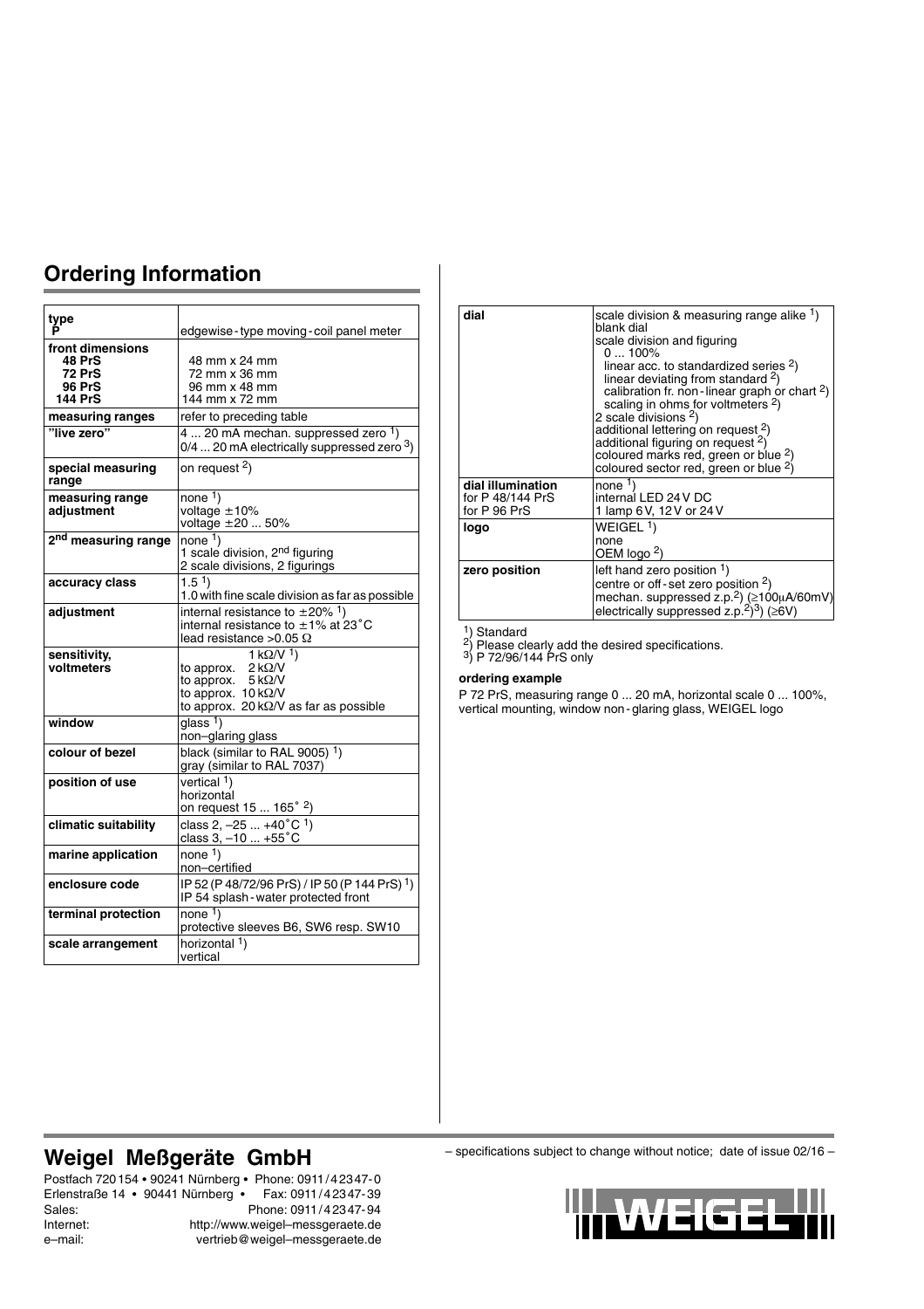## Ordering Information

| | |
|---|---|
| **type** **P** | edgewise-type moving-coil panel meter |
| **front dimensions** **48 PrS** **72 PrS** **96 PrS** **144 PrS** | 48 mm x 24 mm 72 mm x 36 mm 96 mm x 48 mm 144 mm x 72 mm |
| **measuring ranges** | refer to preceding table |
| **"live zero"** | 4 ... 20 mA mechan. suppressed zero [1]) 0/4 ... 20 mA electrically suppressed zero [3]) |
| **special measuring range** | on request [2]) |
| **measuring range adjustment** | none [1]) voltage ±10% voltage ±20 ... 50% |
| **2nd measuring range** | none [1]) 1 scale division, 2nd figuring 2 scale divisions, 2 figurings |
| **accuracy class** | 1.5 [1]) 1.0 with fine scale division as far as possible |
| **adjustment** | internal resistance to ±20% [1]) internal resistance to ±1% at 23˚C lead resistance >0.05 Ω |
| **sensitivity, voltmeters** | 1 kΩ/V [1]) to approx. 2 kΩ/V to approx. 5 kΩ/V to approx. 10 kΩ/V to approx. 20 kΩ/V as far as possible |
| **window** | glass [1]) non–glaring glass |
| **colour of bezel** | black (similar to RAL 9005) [1]) gray (similar to RAL 7037) |
| **position of use** | vertical [1]) horizontal on request 15 ... 165˚ [2]) |
| **climatic suitability** | class 2, –25 ... +40˚C [1]) class 3, –10 ... +55˚C |
| **marine application** | none [1]) non–certified |
| **enclosure code** | IP 52 (P 48/72/96 PrS) / IP 50 (P 144 PrS) [1]) IP 54 splash-water protected front |
| **terminal protection** | none [1]) protective sleeves B6, SW6 resp. SW10 |
| **scale arrangement** | horizontal [1]) vertical |
| **dial** | scale division & measuring range alike [1]) blank dial scale division and figuring 0 ... 100% linear acc. to standardized series [2]) linear deviating from standard [2]) calibration fr. non-linear graph or chart [2]) scaling in ohms for voltmeters [2]) 2 scale divisions [2]) additional lettering on request [2]) additional figuring on request [2]) coloured marks red, green or blue [2]) coloured sector red, green or blue [2]) |
| **dial illumination** for P 48/144 PrS for P 96 PrS | none [1]) internal LED 24 V DC 1 lamp 6 V, 12 V or 24 V |
| **logo** | WEIGEL [1]) none OEM logo [2]) |
| **zero position** | left hand zero position [1]) centre or off-set zero position [2]) mechan. suppressed z.p.[2]) (≥100µA/60mV) electrically suppressed z.p.[2])[3]) (≥6V) |

[1]) Standard
[2]) Please clearly add the desired specifications.
[3]) P 72/96/144 PrS only

**ordering example**

P 72 PrS, measuring range 0 ... 20 mA, horizontal scale 0 ... 100%, vertical mounting, window non-glaring glass, WEIGEL logo

## Weigel Meßgeräte GmbH

Postfach 720 154 • 90241 Nürnberg • Phone: 0911/42347-0
Erlenstraße 14 • 90441 Nürnberg • Fax: 0911/42347-39
Sales: Phone: 0911/42347-94
Internet: http://www.weigel–messgeraete.de
e–mail: vertrieb@weigel–messgeraete.de

– specifications subject to change without notice; date of issue 02/16 –

WEIGEL